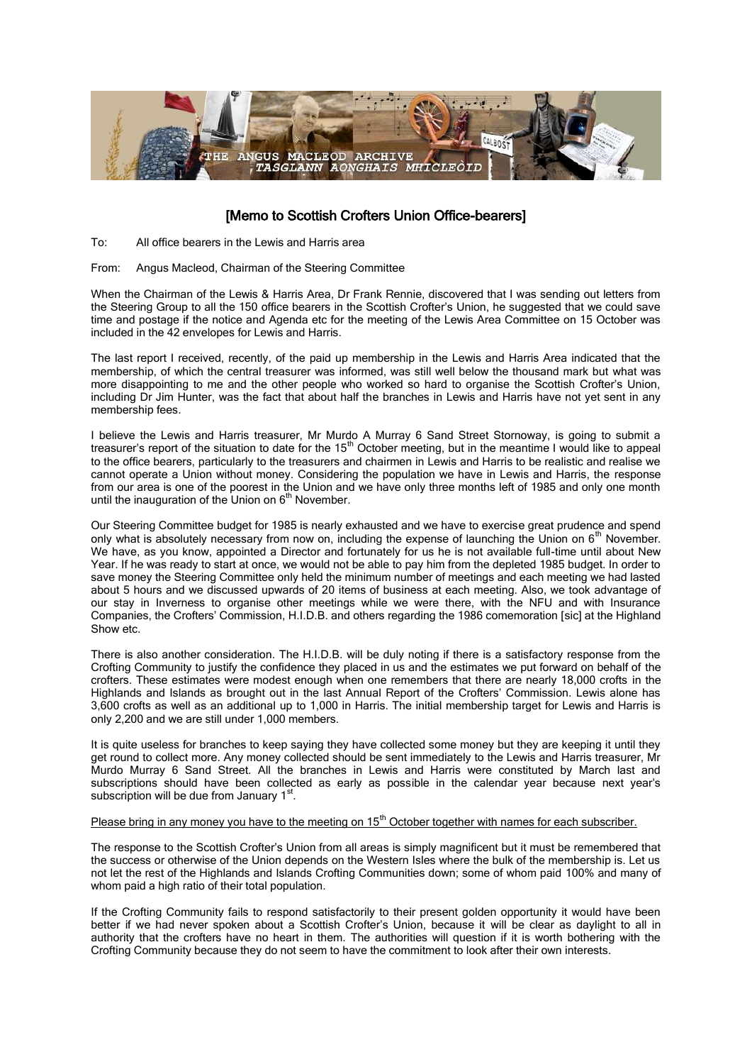# [Memo to Scottish Crofters Union Office-bearers]

To: All office bearers in the Lewis and Harris area

From: Angus Macleod, Chairman of the Steering Committee

When the Chairman of the Lewis & Harris Area, Dr Frank Rennie, discovered that I was sending out letters from the Steering Group to all the 150 office bearers in the Scottish Crofter's Union, he suggested that we could save time and postage if the notice and Agenda etc for the meeting of the Lewis Area Committee on 15 October was included in the 42 envelopes for Lewis and Harris.

The last report I received, recently, of the paid up membership in the Lewis and Harris Area indicated that the membership, of which the central treasurer was informed, was still well below the thousand mark but what was more disappointing to me and the other people who worked so hard to organise the Scottish Crofter's Union, including Dr Jim Hunter, was the fact that about half the branches in Lewis and Harris have not yet sent in any membership fees.

I believe the Lewis and Harris treasurer, Mr Murdo A Murray 6 Sand Street Stornoway, is going to submit a treasurer's report of the situation to date for the 15th October meeting, but in the meantime I would like to appeal to the office bearers, particularly to the treasurers and chairmen in Lewis and Harris to be realistic and realise we cannot operate a Union without money. Considering the population we have in Lewis and Harris, the response from our area is one of the poorest in the Union and we have only three months left of 1985 and only one month until the inauguration of the Union on 6th November.

Our Steering Committee budget for 1985 is nearly exhausted and we have to exercise great prudence and spend only what is absolutely necessary from now on, including the expense of launching the Union on 6th November. We have, as you know, appointed a Director and fortunately for us he is not available full-time until about New Year. If he was ready to start at once, we would not be able to pay him from the depleted 1985 budget. In order to save money the Steering Committee only held the minimum number of meetings and each meeting we had lasted about 5 hours and we discussed upwards of 20 items of business at each meeting. Also, we took advantage of our stay in Inverness to organise other meetings while we were there, with the NFU and with Insurance Companies, the Crofters' Commission, H.I.D.B. and others regarding the 1986 comemoration [sic] at the Highland Show etc.

There is also another consideration. The H.I.D.B. will be duly noting if there is a satisfactory response from the Crofting Community to justify the confidence they placed in us and the estimates we put forward on behalf of the crofters. These estimates were modest enough when one remembers that there are nearly 18,000 crofts in the Highlands and Islands as brought out in the last Annual Report of the Crofters' Commission. Lewis alone has 3,600 crofts as well as an additional up to 1,000 in Harris. The initial membership target for Lewis and Harris is only 2,200 and we are still under 1,000 members.

It is quite useless for branches to keep saying they have collected some money but they are keeping it until they get round to collect more. Any money collected should be sent immediately to the Lewis and Harris treasurer, Mr Murdo Murray 6 Sand Street. All the branches in Lewis and Harris were constituted by March last and subscriptions should have been collected as early as possible in the calendar year because next year's subscription will be due from January 1st.

<u>Please bring in any money you have to the meeting on 15th October together with names for each subscriber.</u>

The response to the Scottish Crofter's Union from all areas is simply magnificent but it must be remembered that the success or otherwise of the Union depends on the Western Isles where the bulk of the membership is. Let us not let the rest of the Highlands and Islands Crofting Communities down; some of whom paid 100% and many of whom paid a high ratio of their total population.

If the Crofting Community fails to respond satisfactorily to their present golden opportunity it would have been better if we had never spoken about a Scottish Crofter's Union, because it will be clear as daylight to all in authority that the crofters have no heart in them. The authorities will question if it is worth bothering with the Crofting Community because they do not seem to have the commitment to look after their own interests.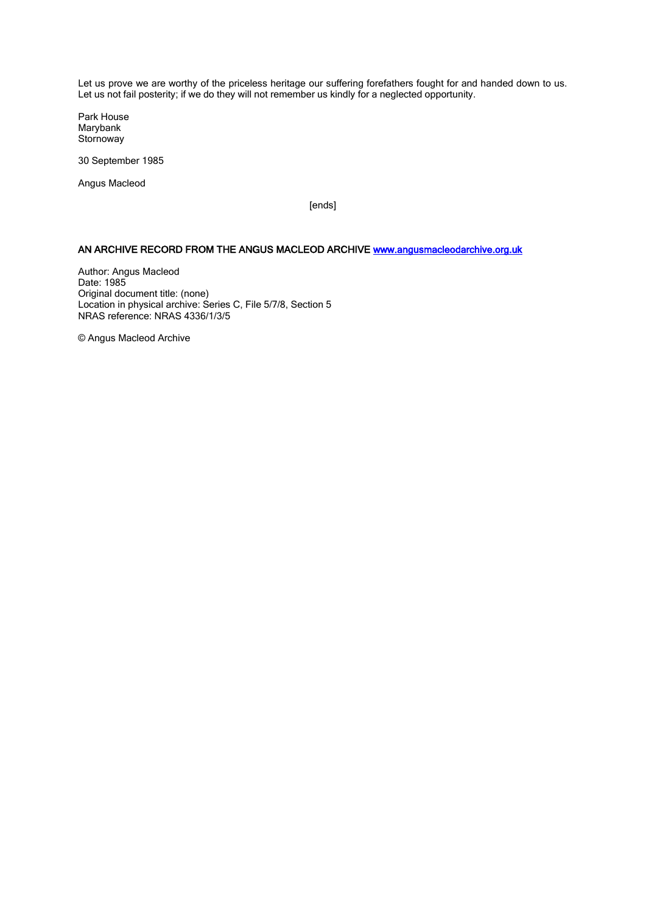Let us prove we are worthy of the priceless heritage our suffering forefathers fought for and handed down to us. Let us not fail posterity; if we do they will not remember us kindly for a neglected opportunity.

Park House
Marybank
Stornoway

30 September 1985

Angus Macleod

[ends]

**AN ARCHIVE RECORD FROM THE ANGUS MACLEOD ARCHIVE [www.angusmacleodarchive.org.uk](http://www.angusmacleodarchive.org.uk)**

Author: Angus Macleod
Date: 1985
Original document title: (none)
Location in physical archive: Series C, File 5/7/8, Section 5
NRAS reference: NRAS 4336/1/3/5

© Angus Macleod Archive